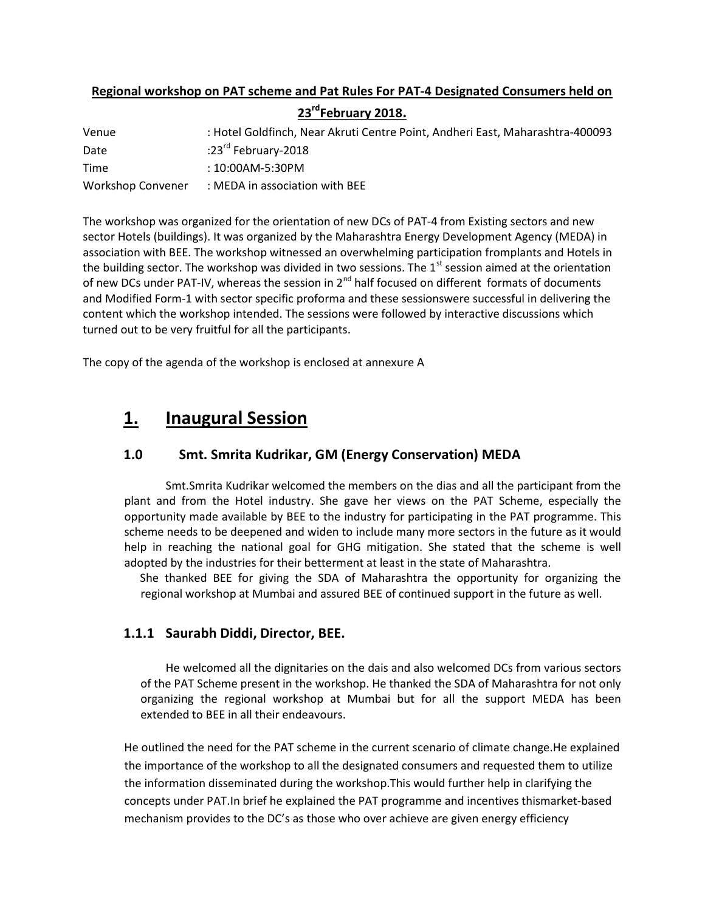**Regional workshop on PAT scheme and Pat Rules For PAT-4 Designated Consumers held on 23rd February 2018.**

| | |
|---|---|
| Venue | : Hotel Goldfinch, Near Akruti Centre Point, Andheri East, Maharashtra-400093 |
| Date | :23rd February-2018 |
| Time | : 10:00AM-5:30PM |
| Workshop Convener | : MEDA in association with BEE |

The workshop was organized for the orientation of new DCs of PAT-4 from Existing sectors and new sector Hotels (buildings). It was organized by the Maharashtra Energy Development Agency (MEDA) in association with BEE. The workshop witnessed an overwhelming participation fromplants and Hotels in the building sector. The workshop was divided in two sessions. The 1st session aimed at the orientation of new DCs under PAT-IV, whereas the session in 2nd half focused on different formats of documents and Modified Form-1 with sector specific proforma and these sessionswere successful in delivering the content which the workshop intended. The sessions were followed by interactive discussions which turned out to be very fruitful for all the participants.

The copy of the agenda of the workshop is enclosed at annexure A

# 1. Inaugural Session

## 1.0 Smt. Smrita Kudrikar, GM (Energy Conservation) MEDA

Smt.Smrita Kudrikar welcomed the members on the dias and all the participant from the plant and from the Hotel industry. She gave her views on the PAT Scheme, especially the opportunity made available by BEE to the industry for participating in the PAT programme. This scheme needs to be deepened and widen to include many more sectors in the future as it would help in reaching the national goal for GHG mitigation. She stated that the scheme is well adopted by the industries for their betterment at least in the state of Maharashtra.

She thanked BEE for giving the SDA of Maharashtra the opportunity for organizing the regional workshop at Mumbai and assured BEE of continued support in the future as well.

## 1.1.1 Saurabh Diddi, Director, BEE.

He welcomed all the dignitaries on the dais and also welcomed DCs from various sectors of the PAT Scheme present in the workshop. He thanked the SDA of Maharashtra for not only organizing the regional workshop at Mumbai but for all the support MEDA has been extended to BEE in all their endeavours.

He outlined the need for the PAT scheme in the current scenario of climate change.He explained the importance of the workshop to all the designated consumers and requested them to utilize the information disseminated during the workshop.This would further help in clarifying the concepts under PAT.In brief he explained the PAT programme and incentives thismarket-based mechanism provides to the DC's as those who over achieve are given energy efficiency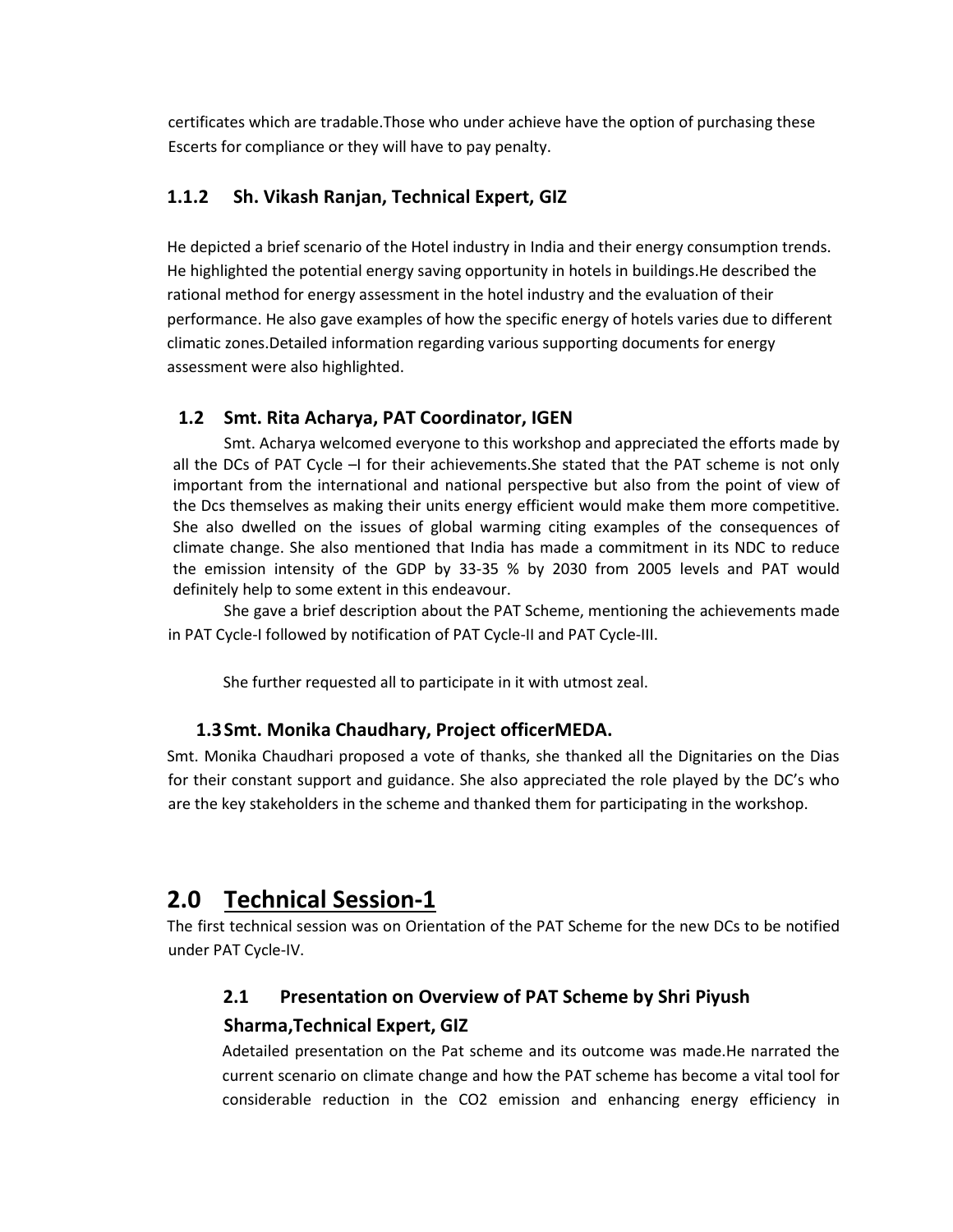certificates which are tradable.Those who under achieve have the option of purchasing these Escerts for compliance or they will have to pay penalty.

### 1.1.2 Sh. Vikash Ranjan, Technical Expert, GIZ

He depicted a brief scenario of the Hotel industry in India and their energy consumption trends. He highlighted the potential energy saving opportunity in hotels in buildings.He described the rational method for energy assessment in the hotel industry and the evaluation of their performance. He also gave examples of how the specific energy of hotels varies due to different climatic zones.Detailed information regarding various supporting documents for energy assessment were also highlighted.

### 1.2 Smt. Rita Acharya, PAT Coordinator, IGEN

Smt. Acharya welcomed everyone to this workshop and appreciated the efforts made by all the DCs of PAT Cycle –I for their achievements.She stated that the PAT scheme is not only important from the international and national perspective but also from the point of view of the Dcs themselves as making their units energy efficient would make them more competitive. She also dwelled on the issues of global warming citing examples of the consequences of climate change. She also mentioned that India has made a commitment in its NDC to reduce the emission intensity of the GDP by 33-35 % by 2030 from 2005 levels and PAT would definitely help to some extent in this endeavour.

She gave a brief description about the PAT Scheme, mentioning the achievements made in PAT Cycle-I followed by notification of PAT Cycle-II and PAT Cycle-III.

She further requested all to participate in it with utmost zeal.

### 1.3 Smt. Monika Chaudhary, Project officerMEDA.

Smt. Monika Chaudhari proposed a vote of thanks, she thanked all the Dignitaries on the Dias for their constant support and guidance. She also appreciated the role played by the DC's who are the key stakeholders in the scheme and thanked them for participating in the workshop.

# 2.0 Technical Session-1

The first technical session was on Orientation of the PAT Scheme for the new DCs to be notified under PAT Cycle-IV.

### 2.1 Presentation on Overview of PAT Scheme by Shri Piyush Sharma,Technical Expert, GIZ

Adetailed presentation on the Pat scheme and its outcome was made.He narrated the current scenario on climate change and how the PAT scheme has become a vital tool for considerable reduction in the $CO_2$ emission and enhancing energy efficiency in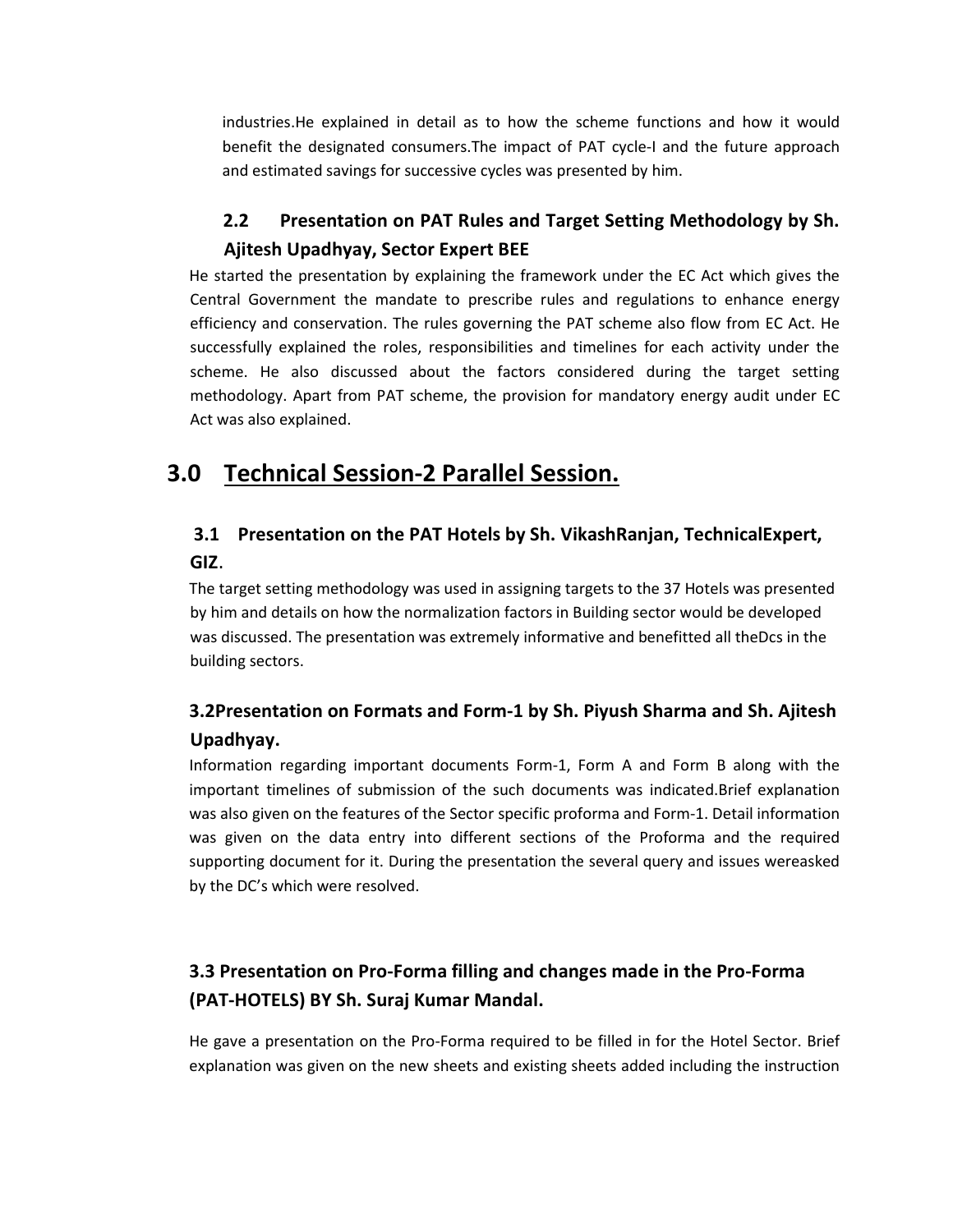industries.He explained in detail as to how the scheme functions and how it would benefit the designated consumers.The impact of PAT cycle-I and the future approach and estimated savings for successive cycles was presented by him.

### 2.2 Presentation on PAT Rules and Target Setting Methodology by Sh. Ajitesh Upadhyay, Sector Expert BEE

He started the presentation by explaining the framework under the EC Act which gives the Central Government the mandate to prescribe rules and regulations to enhance energy efficiency and conservation. The rules governing the PAT scheme also flow from EC Act. He successfully explained the roles, responsibilities and timelines for each activity under the scheme. He also discussed about the factors considered during the target setting methodology. Apart from PAT scheme, the provision for mandatory energy audit under EC Act was also explained.

## 3.0 Technical Session-2 Parallel Session.

### 3.1 Presentation on the PAT Hotels by Sh. VikashRanjan, TechnicalExpert, GIZ.

The target setting methodology was used in assigning targets to the 37 Hotels was presented by him and details on how the normalization factors in Building sector would be developed was discussed. The presentation was extremely informative and benefitted all theDcs in the building sectors.

### 3.2Presentation on Formats and Form-1 by Sh. Piyush Sharma and Sh. Ajitesh Upadhyay.

Information regarding important documents Form-1, Form A and Form B along with the important timelines of submission of the such documents was indicated.Brief explanation was also given on the features of the Sector specific proforma and Form-1. Detail information was given on the data entry into different sections of the Proforma and the required supporting document for it. During the presentation the several query and issues wereasked by the DC's which were resolved.

### 3.3 Presentation on Pro-Forma filling and changes made in the Pro-Forma (PAT-HOTELS) BY Sh. Suraj Kumar Mandal.

He gave a presentation on the Pro-Forma required to be filled in for the Hotel Sector. Brief explanation was given on the new sheets and existing sheets added including the instruction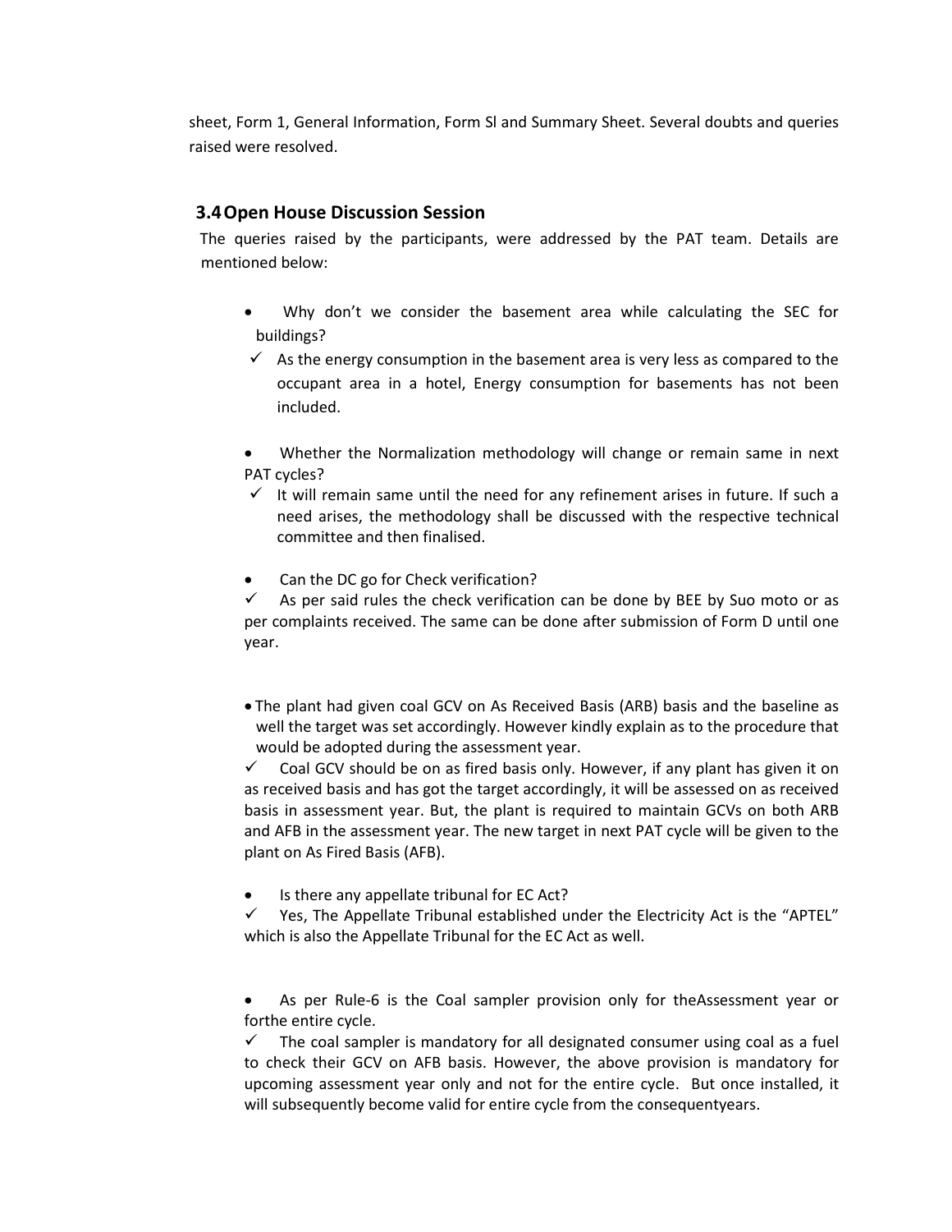sheet, Form 1, General Information, Form Sl and Summary Sheet. Several doubts and queries raised were resolved.

## 3.4 Open House Discussion Session

The queries raised by the participants, were addressed by the PAT team. Details are mentioned below:

- Why don't we consider the basement area while calculating the SEC for buildings?
  - ✓ As the energy consumption in the basement area is very less as compared to the occupant area in a hotel, Energy consumption for basements has not been included.

- Whether the Normalization methodology will change or remain same in next PAT cycles?
  - ✓ It will remain same until the need for any refinement arises in future. If such a need arises, the methodology shall be discussed with the respective technical committee and then finalised.

- Can the DC go for Check verification?
  - ✓ As per said rules the check verification can be done by BEE by Suo moto or as per complaints received. The same can be done after submission of Form D until one year.

- The plant had given coal GCV on As Received Basis (ARB) basis and the baseline as well the target was set accordingly. However kindly explain as to the procedure that would be adopted during the assessment year.
  - ✓ Coal GCV should be on as fired basis only. However, if any plant has given it on as received basis and has got the target accordingly, it will be assessed on as received basis in assessment year. But, the plant is required to maintain GCVs on both ARB and AFB in the assessment year. The new target in next PAT cycle will be given to the plant on As Fired Basis (AFB).

- Is there any appellate tribunal for EC Act?
  - ✓ Yes, The Appellate Tribunal established under the Electricity Act is the "APTEL" which is also the Appellate Tribunal for the EC Act as well.

- As per Rule-6 is the Coal sampler provision only for theAssessment year or forthe entire cycle.
  - ✓ The coal sampler is mandatory for all designated consumer using coal as a fuel to check their GCV on AFB basis. However, the above provision is mandatory for upcoming assessment year only and not for the entire cycle. But once installed, it will subsequently become valid for entire cycle from the consequentyears.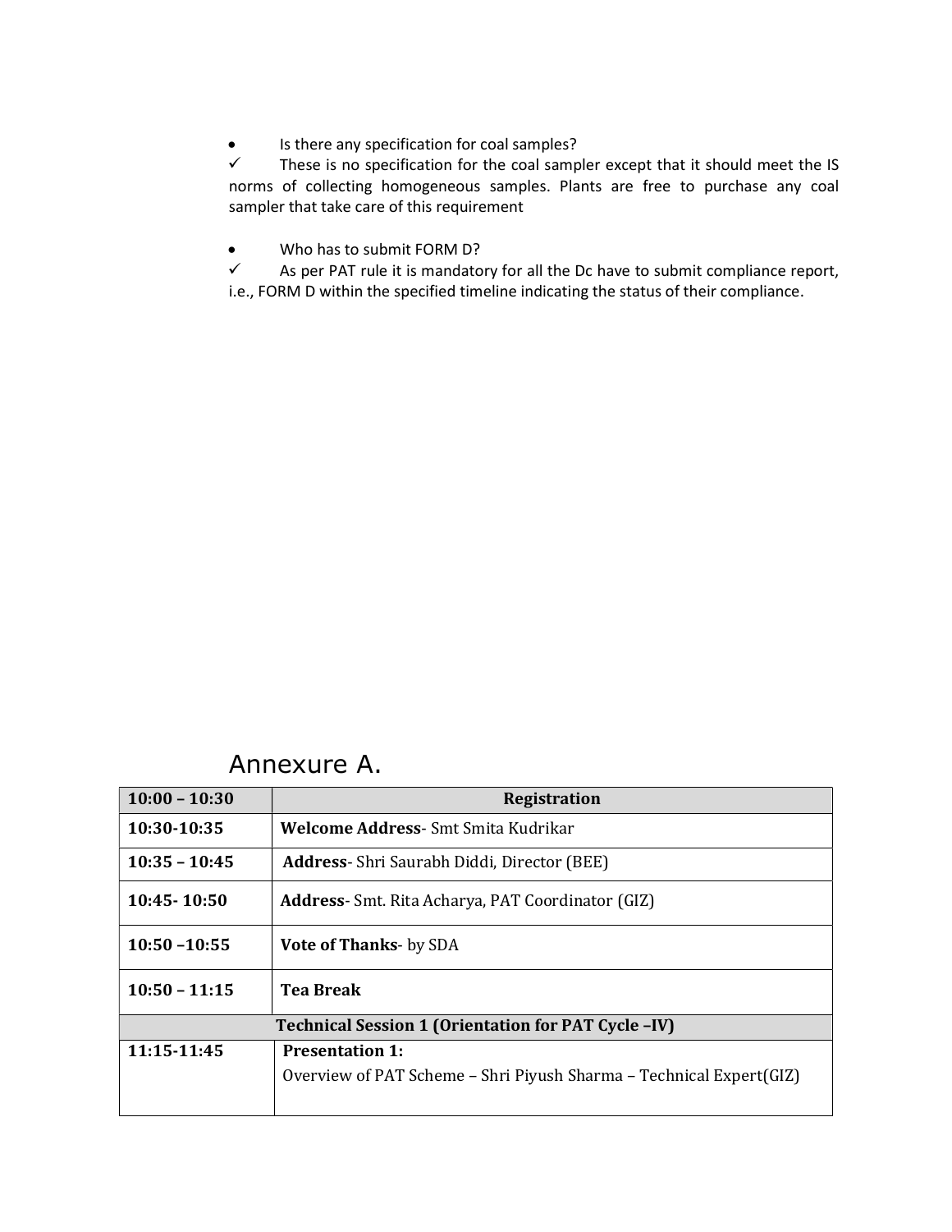- Is there any specification for coal samples?

✓ These is no specification for the coal sampler except that it should meet the IS norms of collecting homogeneous samples. Plants are free to purchase any coal sampler that take care of this requirement

- Who has to submit FORM D?

✓ As per PAT rule it is mandatory for all the Dc have to submit compliance report, i.e., FORM D within the specified timeline indicating the status of their compliance.

## Annexure A.

| 10:00 – 10:30 | Registration |
|---|---|
| 10:30-10:35 | **Welcome Address**- Smt Smita Kudrikar |
| 10:35 – 10:45 | **Address**- Shri Saurabh Diddi, Director (BEE) |
| 10:45- 10:50 | **Address**- Smt. Rita Acharya, PAT Coordinator (GIZ) |
| 10:50 –10:55 | **Vote of Thanks**- by SDA |
| 10:50 – 11:15 | **Tea Break** |
| **Technical Session 1 (Orientation for PAT Cycle –IV)** | |
| 11:15-11:45 | **Presentation 1:** Overview of PAT Scheme – Shri Piyush Sharma – Technical Expert(GIZ) |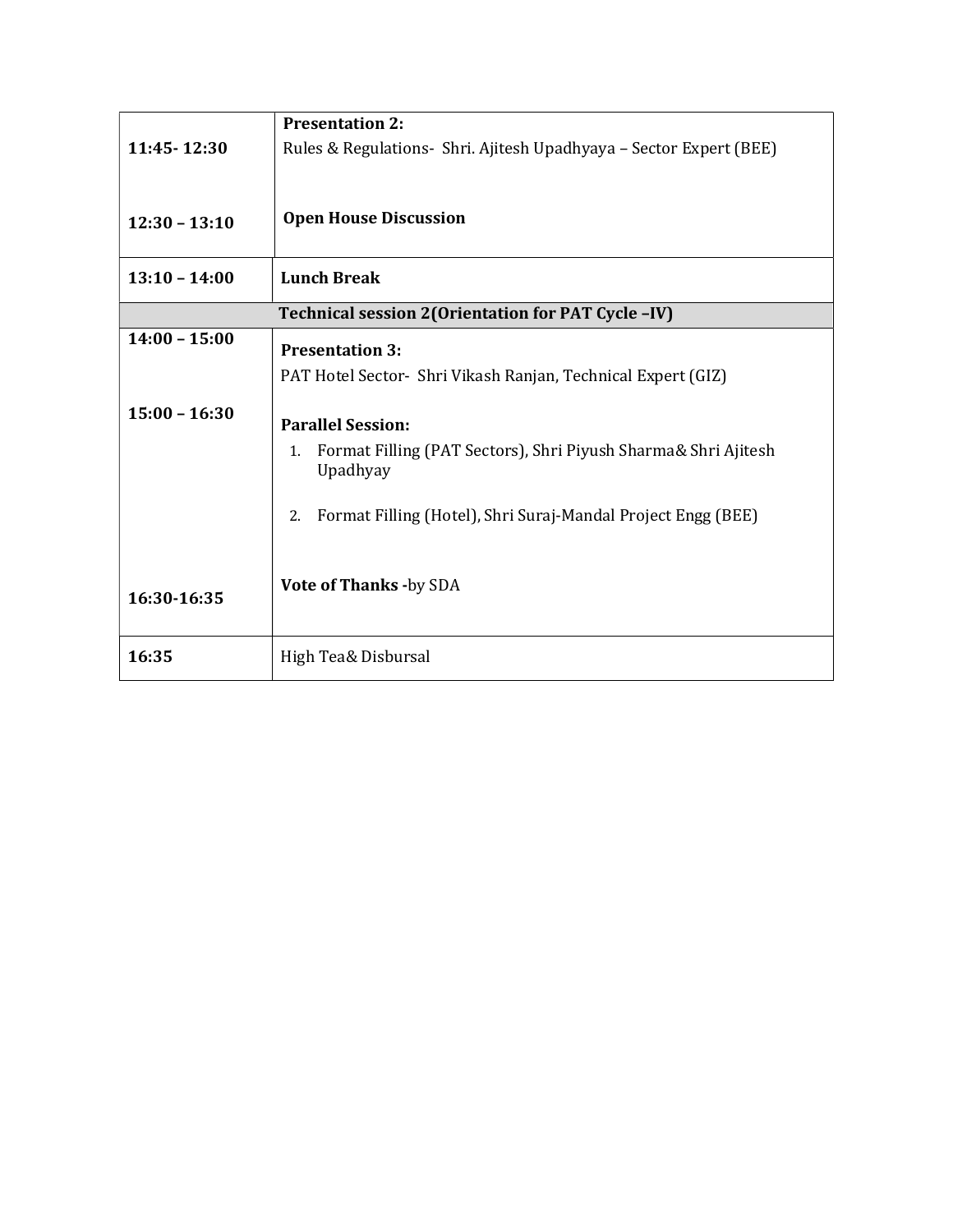| | |
|---|---|
| **11:45- 12:30** | **Presentation 2:** Rules & Regulations- Shri. Ajitesh Upadhyaya – Sector Expert (BEE) |
| **12:30 – 13:10** | **Open House Discussion** |
| **13:10 – 14:00** | **Lunch Break** |
| **Technical session 2(Orientation for PAT Cycle –IV)** | |
| **14:00 – 15:00** | **Presentation 3:** PAT Hotel Sector- Shri Vikash Ranjan, Technical Expert (GIZ) |
| **15:00 – 16:30** | **Parallel Session:** 1. Format Filling (PAT Sectors), Shri Piyush Sharma& Shri Ajitesh Upadhyay 2. Format Filling (Hotel), Shri Suraj-Mandal Project Engg (BEE) |
| **16:30-16:35** | **Vote of Thanks -**by SDA |
| **16:35** | High Tea& Disbursal |